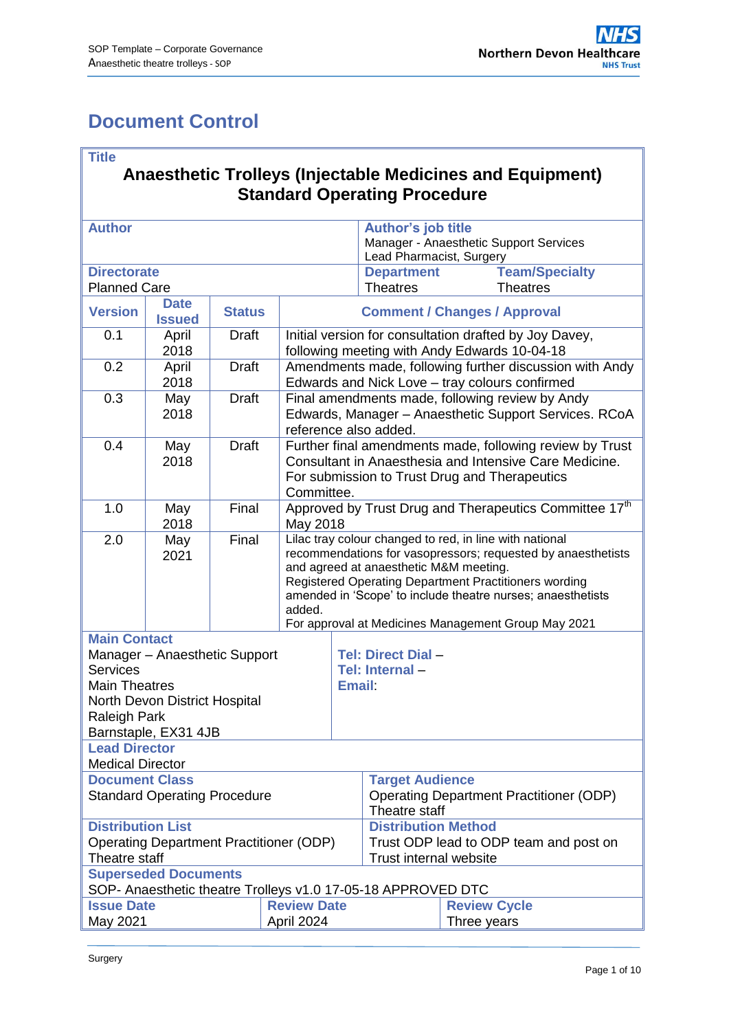# Document Control

| Title | | | | |
|---|---|---|---|---|
| **Anaesthetic Trolleys (Injectable Medicines and Equipment) Standard Operating Procedure** | | | | |
| **Author** | | | **Author's job title** Manager - Anaesthetic Support Services Lead Pharmacist, Surgery | |
| **Directorate** Planned Care | | | **Department** Theatres | **Team/Specialty** Theatres |

| Version | Date Issued | Status | Comment / Changes / Approval |
|---|---|---|---|
| 0.1 | April 2018 | Draft | Initial version for consultation drafted by Joy Davey, following meeting with Andy Edwards 10-04-18 |
| 0.2 | April 2018 | Draft | Amendments made, following further discussion with Andy Edwards and Nick Love – tray colours confirmed |
| 0.3 | May 2018 | Draft | Final amendments made, following review by Andy Edwards, Manager – Anaesthetic Support Services. RCoA reference also added. |
| 0.4 | May 2018 | Draft | Further final amendments made, following review by Trust Consultant in Anaesthesia and Intensive Care Medicine. For submission to Trust Drug and Therapeutics Committee. |
| 1.0 | May 2018 | Final | Approved by Trust Drug and Therapeutics Committee 17th May 2018 |
| 2.0 | May 2021 | Final | Lilac tray colour changed to red, in line with national recommendations for vasopressors; requested by anaesthetists and agreed at anaesthetic M&M meeting. Registered Operating Department Practitioners wording amended in 'Scope' to include theatre nurses; anaesthetists added. For approval at Medicines Management Group May 2021 |

| Main Contact | |
|---|---|
| Manager – Anaesthetic Support Services<br>Main Theatres<br>North Devon District Hospital<br>Raleigh Park<br>Barnstaple, EX31 4JB | **Tel: Direct Dial –**<br>**Tel: Internal –**<br>**Email:** |
| **Lead Director**<br>Medical Director | |
| **Document Class**<br>Standard Operating Procedure | **Target Audience**<br>Operating Department Practitioner (ODP) Theatre staff |
| **Distribution List**<br>Operating Department Practitioner (ODP) Theatre staff | **Distribution Method**<br>Trust ODP lead to ODP team and post on Trust internal website |
| **Superseded Documents**<br>SOP- Anaesthetic theatre Trolleys v1.0 17-05-18 APPROVED DTC | |

| Issue Date | Review Date | Review Cycle |
|---|---|---|
| May 2021 | April 2024 | Three years |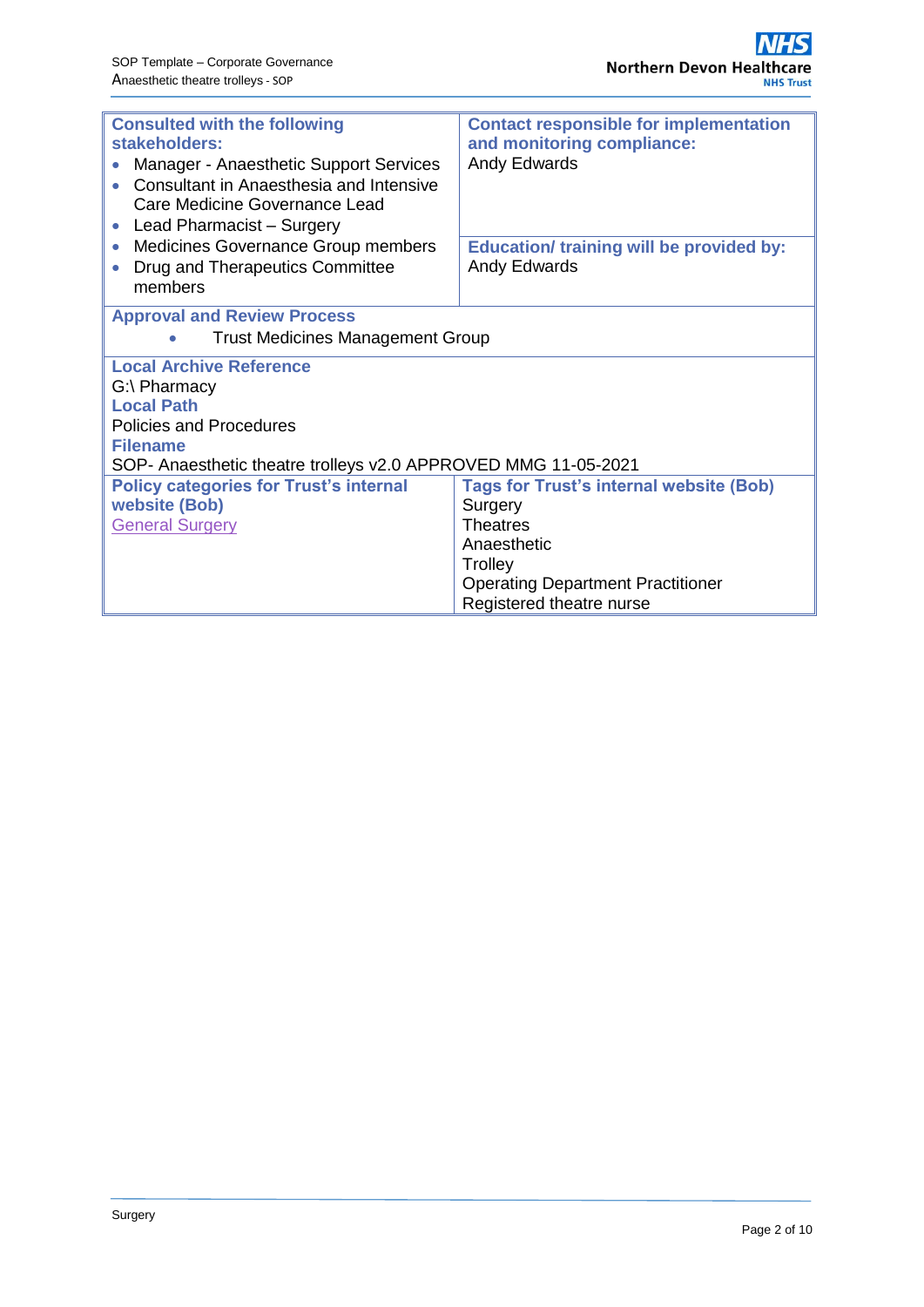| **Consulted with the following stakeholders:** | **Contact responsible for implementation and monitoring compliance:** |
|---|---|
| <ul><li>Manager - Anaesthetic Support Services</li><li>Consultant in Anaesthesia and Intensive Care Medicine Governance Lead</li><li>Lead Pharmacist – Surgery</li><li>Medicines Governance Group members</li><li>Drug and Therapeutics Committee members</li></ul> | Andy Edwards<br><br>**Education/ training will be provided by:**<br>Andy Edwards |

**Approval and Review Process**

- Trust Medicines Management Group

**Local Archive Reference**

G:\ Pharmacy

**Local Path**

Policies and Procedures

**Filename**

SOP- Anaesthetic theatre trolleys v2.0 APPROVED MMG 11-05-2021

| **Policy categories for Trust's internal website (Bob)** | **Tags for Trust's internal website (Bob)** |
|---|---|
| General Surgery | Surgery<br>Theatres<br>Anaesthetic<br>Trolley<br>Operating Department Practitioner<br>Registered theatre nurse |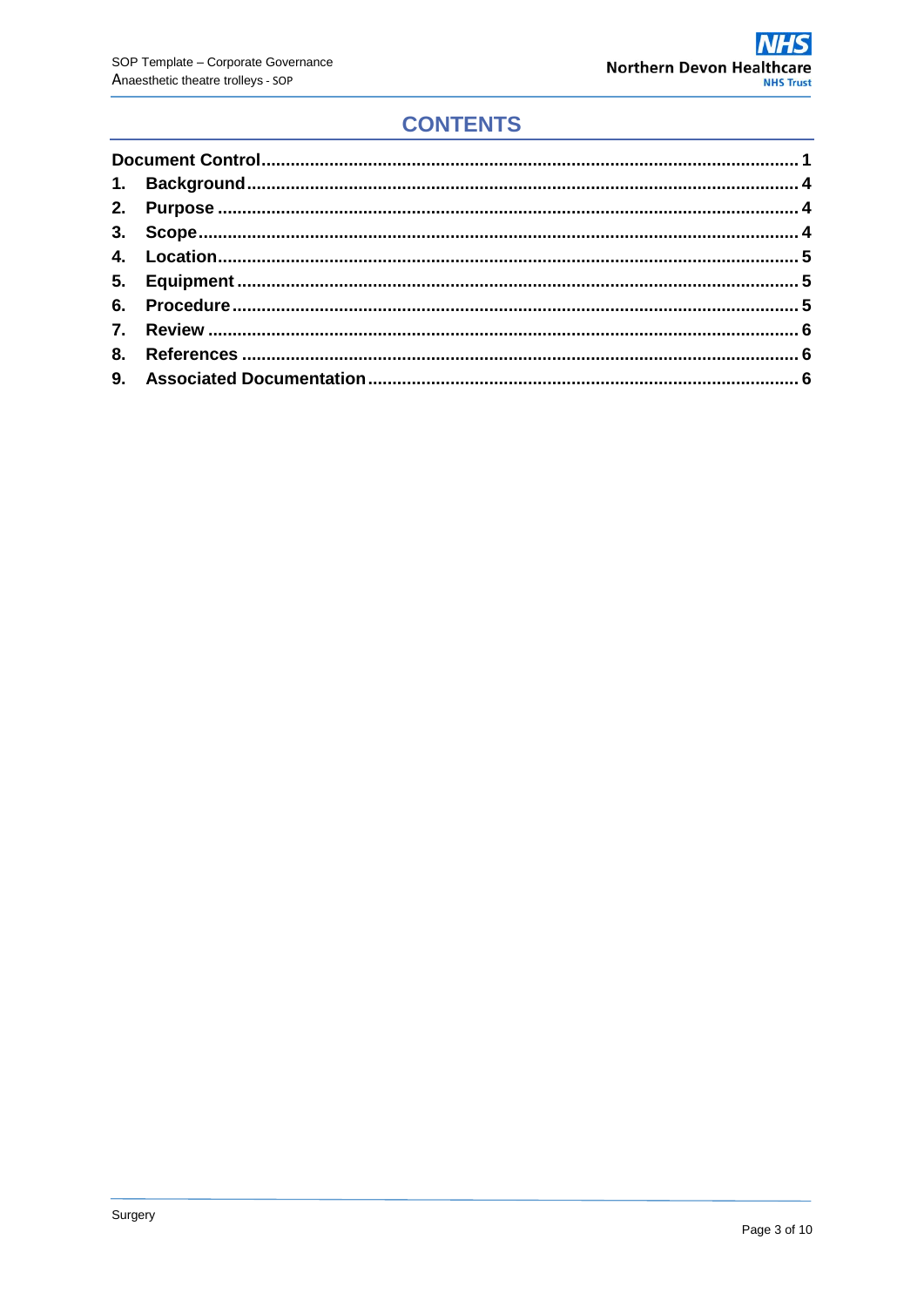# CONTENTS

Document Control ........................................................................................................ 1

1. Background ............................................................................................................ 4
2. Purpose .................................................................................................................. 4
3. Scope ..................................................................................................................... 4
4. Location ................................................................................................................. 5
5. Equipment ............................................................................................................. 5
6. Procedure .............................................................................................................. 5
7. Review .................................................................................................................... 6
8. References ............................................................................................................. 6
9. Associated Documentation ..................................................................................... 6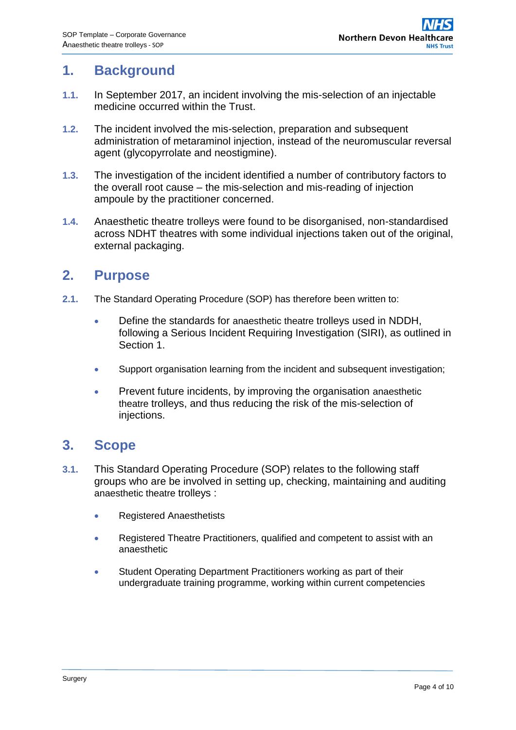## 1. Background

**1.1.** In September 2017, an incident involving the mis-selection of an injectable medicine occurred within the Trust.

**1.2.** The incident involved the mis-selection, preparation and subsequent administration of metaraminol injection, instead of the neuromuscular reversal agent (glycopyrrolate and neostigmine).

**1.3.** The investigation of the incident identified a number of contributory factors to the overall root cause – the mis-selection and mis-reading of injection ampoule by the practitioner concerned.

**1.4.** Anaesthetic theatre trolleys were found to be disorganised, non-standardised across NDHT theatres with some individual injections taken out of the original, external packaging.

## 2. Purpose

**2.1.** The Standard Operating Procedure (SOP) has therefore been written to:

- Define the standards for anaesthetic theatre trolleys used in NDDH, following a Serious Incident Requiring Investigation (SIRI), as outlined in Section 1.
- Support organisation learning from the incident and subsequent investigation;
- Prevent future incidents, by improving the organisation anaesthetic theatre trolleys, and thus reducing the risk of the mis-selection of injections.

## 3. Scope

**3.1.** This Standard Operating Procedure (SOP) relates to the following staff groups who are be involved in setting up, checking, maintaining and auditing anaesthetic theatre trolleys :

- Registered Anaesthetists
- Registered Theatre Practitioners, qualified and competent to assist with an anaesthetic
- Student Operating Department Practitioners working as part of their undergraduate training programme, working within current competencies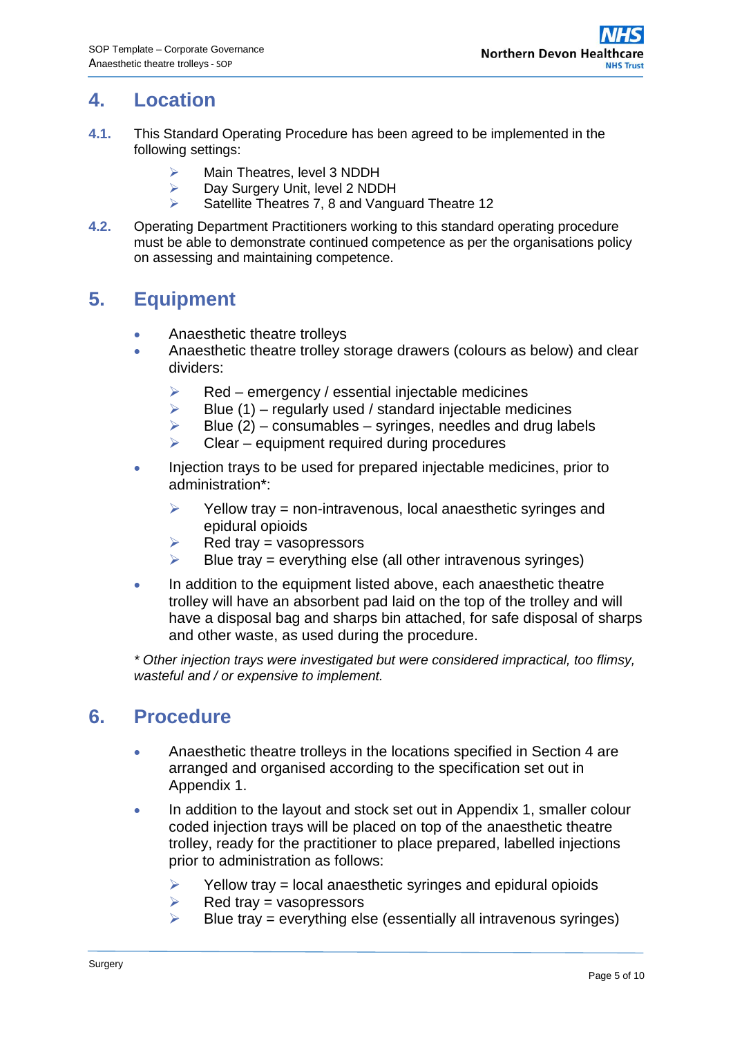## 4. Location

**4.1.** This Standard Operating Procedure has been agreed to be implemented in the following settings:

- Main Theatres, level 3 NDDH
- Day Surgery Unit, level 2 NDDH
- Satellite Theatres 7, 8 and Vanguard Theatre 12

**4.2.** Operating Department Practitioners working to this standard operating procedure must be able to demonstrate continued competence as per the organisations policy on assessing and maintaining competence.

## 5. Equipment

- Anaesthetic theatre trolleys
- Anaesthetic theatre trolley storage drawers (colours as below) and clear dividers:
  - Red – emergency / essential injectable medicines
  - Blue (1) – regularly used / standard injectable medicines
  - Blue (2) – consumables – syringes, needles and drug labels
  - Clear – equipment required during procedures
- Injection trays to be used for prepared injectable medicines, prior to administration*:
  - Yellow tray = non-intravenous, local anaesthetic syringes and epidural opioids
  - Red tray = vasopressors
  - Blue tray = everything else (all other intravenous syringes)
- In addition to the equipment listed above, each anaesthetic theatre trolley will have an absorbent pad laid on the top of the trolley and will have a disposal bag and sharps bin attached, for safe disposal of sharps and other waste, as used during the procedure.

*\* Other injection trays were investigated but were considered impractical, too flimsy, wasteful and / or expensive to implement.*

## 6. Procedure

- Anaesthetic theatre trolleys in the locations specified in Section 4 are arranged and organised according to the specification set out in Appendix 1.
- In addition to the layout and stock set out in Appendix 1, smaller colour coded injection trays will be placed on top of the anaesthetic theatre trolley, ready for the practitioner to place prepared, labelled injections prior to administration as follows:
  - Yellow tray = local anaesthetic syringes and epidural opioids
  - Red tray = vasopressors
  - Blue tray = everything else (essentially all intravenous syringes)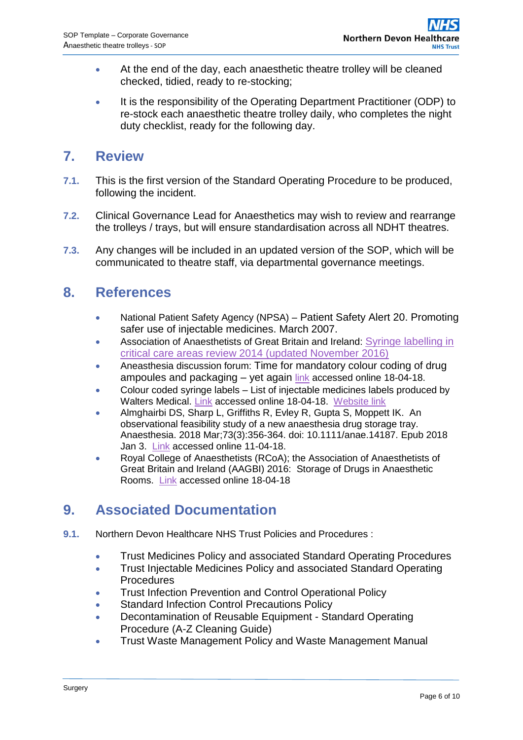- At the end of the day, each anaesthetic theatre trolley will be cleaned checked, tidied, ready to re-stocking;
- It is the responsibility of the Operating Department Practitioner (ODP) to re-stock each anaesthetic theatre trolley daily, who completes the night duty checklist, ready for the following day.

## 7. Review

**7.1.** This is the first version of the Standard Operating Procedure to be produced, following the incident.

**7.2.** Clinical Governance Lead for Anaesthetics may wish to review and rearrange the trolleys / trays, but will ensure standardisation across all NDHT theatres.

**7.3.** Any changes will be included in an updated version of the SOP, which will be communicated to theatre staff, via departmental governance meetings.

## 8. References

- National Patient Safety Agency (NPSA) – Patient Safety Alert 20. Promoting safer use of injectable medicines. March 2007.
- Association of Anaesthetists of Great Britain and Ireland: Syringe labelling in critical care areas review 2014 (updated November 2016)
- Aneasthesia discussion forum: Time for mandatory colour coding of drug ampoules and packaging – yet again link accessed online 18-04-18.
- Colour coded syringe labels – List of injectable medicines labels produced by Walters Medical. Link accessed online 18-04-18. Website link
- Almghairbi DS, Sharp L, Griffiths R, Evley R, Gupta S, Moppett IK. An observational feasibility study of a new anaesthesia drug storage tray. Anaesthesia. 2018 Mar;73(3):356-364. doi: 10.1111/anae.14187. Epub 2018 Jan 3. Link accessed online 11-04-18.
- Royal College of Anaesthetists (RCoA); the Association of Anaesthetists of Great Britain and Ireland (AAGBI) 2016: Storage of Drugs in Anaesthetic Rooms. Link accessed online 18-04-18

## 9. Associated Documentation

**9.1.** Northern Devon Healthcare NHS Trust Policies and Procedures :

- Trust Medicines Policy and associated Standard Operating Procedures
- Trust Injectable Medicines Policy and associated Standard Operating Procedures
- Trust Infection Prevention and Control Operational Policy
- Standard Infection Control Precautions Policy
- Decontamination of Reusable Equipment - Standard Operating Procedure (A-Z Cleaning Guide)
- Trust Waste Management Policy and Waste Management Manual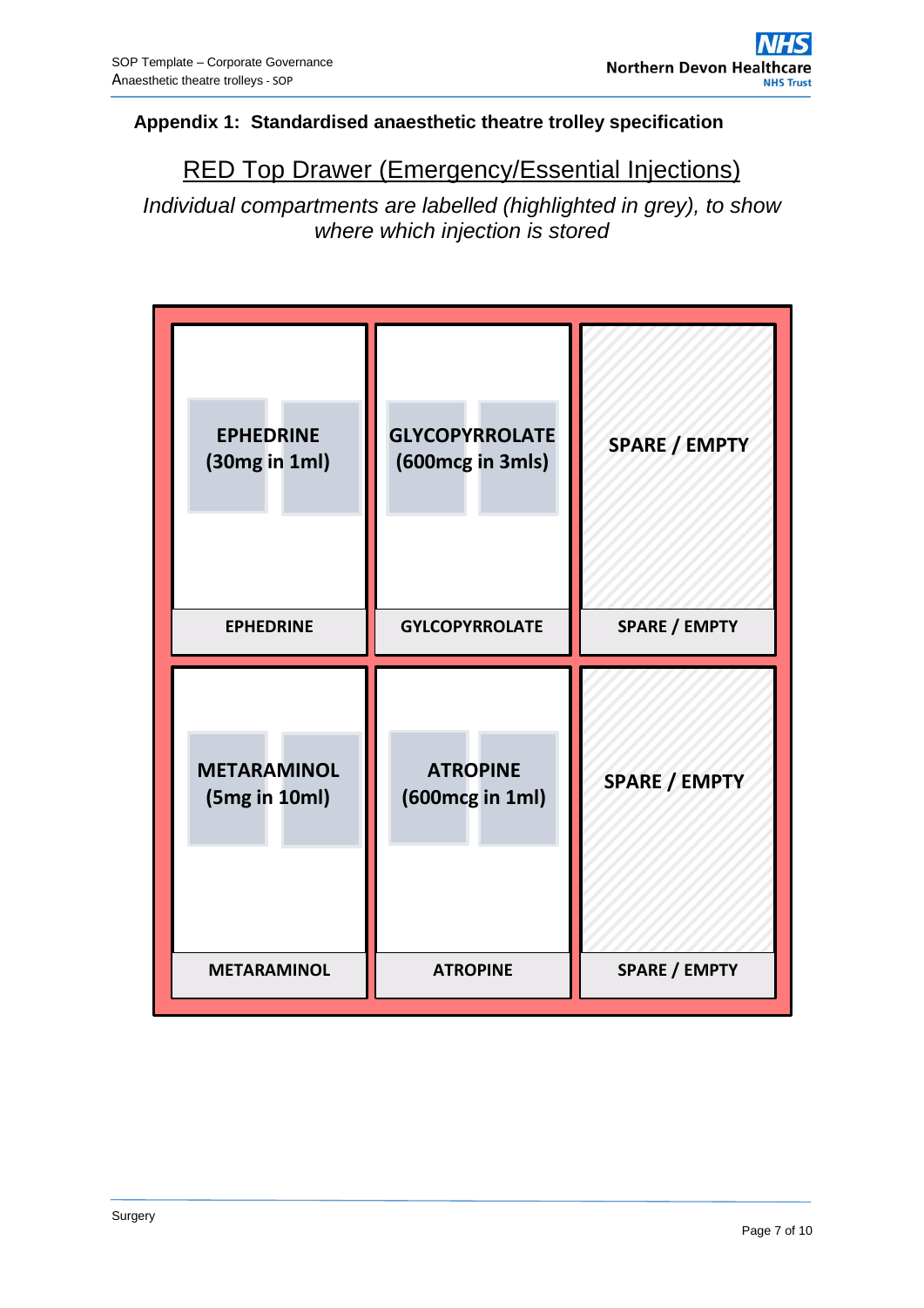**Appendix 1: Standardised anaesthetic theatre trolley specification**

## RED Top Drawer (Emergency/Essential Injections)

*Individual compartments are labelled (highlighted in grey), to show where which injection is stored*

| EPHEDRINE (30mg in 1ml) | GLYCOPYRROLATE (600mcg in 3mls) | SPARE / EMPTY |
|---|---|---|
| EPHEDRINE | GYLCOPYRROLATE | SPARE / EMPTY |
| METARAMINOL (5mg in 10ml) | ATROPINE (600mcg in 1ml) | SPARE / EMPTY |
| METARAMINOL | ATROPINE | SPARE / EMPTY |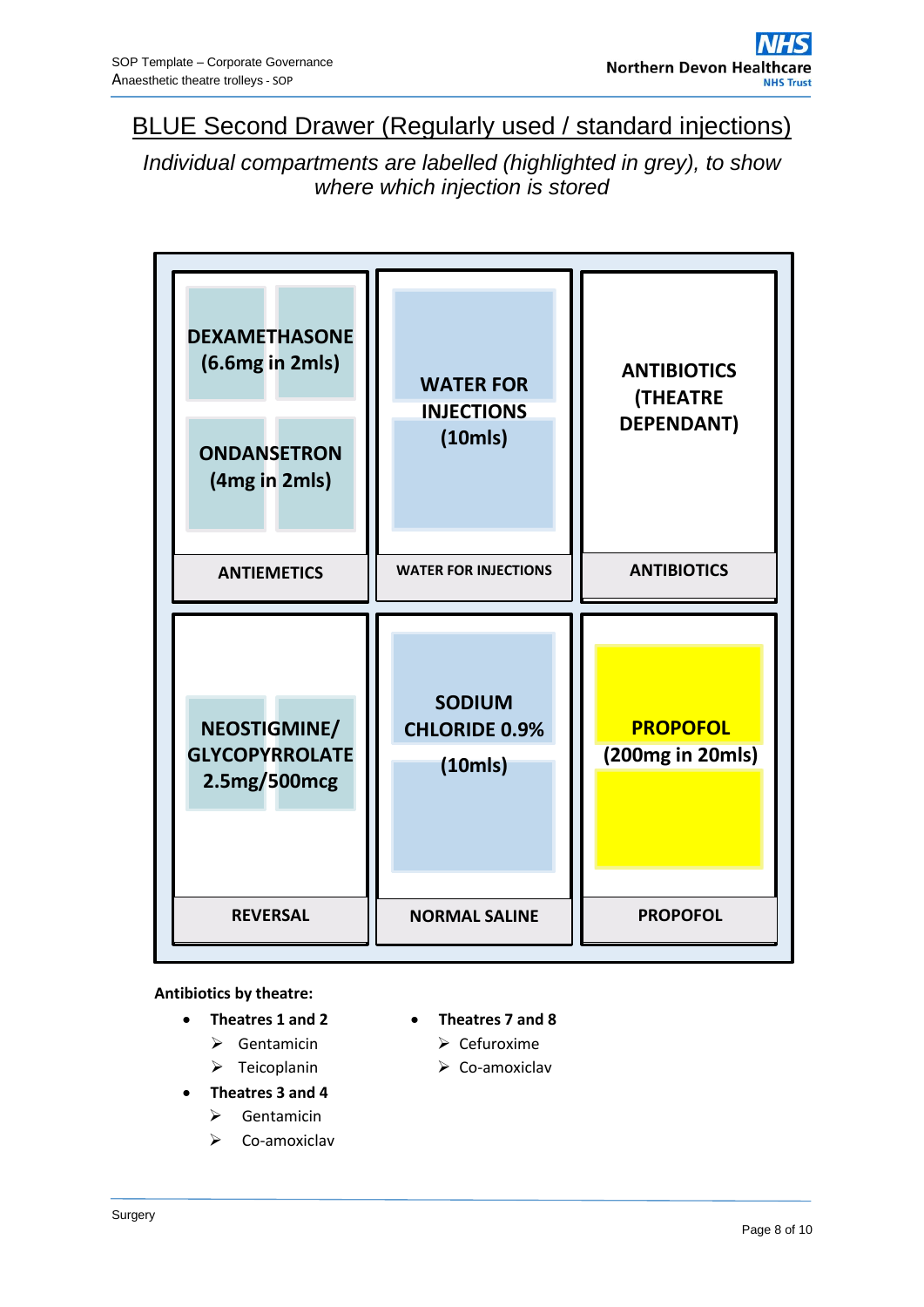## BLUE Second Drawer (Regularly used / standard injections)

*Individual compartments are labelled (highlighted in grey), to show where which injection is stored*

| | | |
|---|---|---|
| DEXAMETHASONE (6.6mg in 2mls)<br>ONDANSETRON (4mg in 2mls) | WATER FOR INJECTIONS (10mls) | ANTIBIOTICS (THEATRE DEPENDANT) |
| **ANTIEMETICS** | **WATER FOR INJECTIONS** | **ANTIBIOTICS** |
| NEOSTIGMINE/ GLYCOPYRROLATE 2.5mg/500mcg | SODIUM CHLORIDE 0.9% (10mls) | PROPOFOL (200mg in 20mls) |
| **REVERSAL** | **NORMAL SALINE** | **PROPOFOL** |

**Antibiotics by theatre:**

- **Theatres 1 and 2**
  - Gentamicin
  - Teicoplanin
- **Theatres 3 and 4**
  - Gentamicin
  - Co-amoxiclav
- **Theatres 7 and 8**
  - Cefuroxime
  - Co-amoxiclav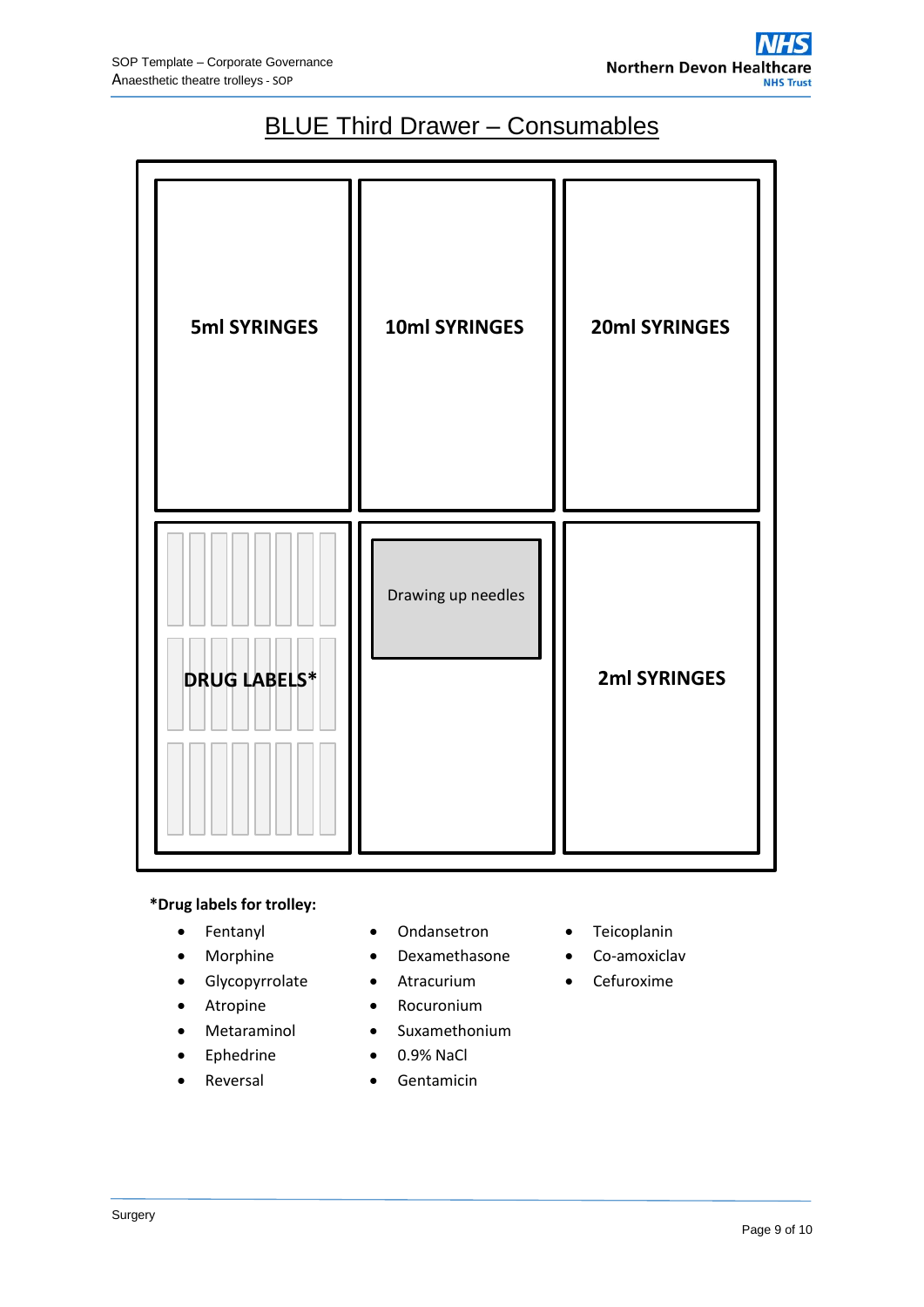# BLUE Third Drawer – Consumables

| 5ml SYRINGES | 10ml SYRINGES | 20ml SYRINGES |
|---|---|---|
| DRUG LABELS* | Drawing up needles | 2ml SYRINGES |

**\*Drug labels for trolley:**

- Fentanyl
- Morphine
- Glycopyrrolate
- Atropine
- Metaraminol
- Ephedrine
- Reversal
- Ondansetron
- Dexamethasone
- Atracurium
- Rocuronium
- Suxamethonium
- 0.9% NaCl
- Gentamicin
- Teicoplanin
- Co-amoxiclav
- Cefuroxime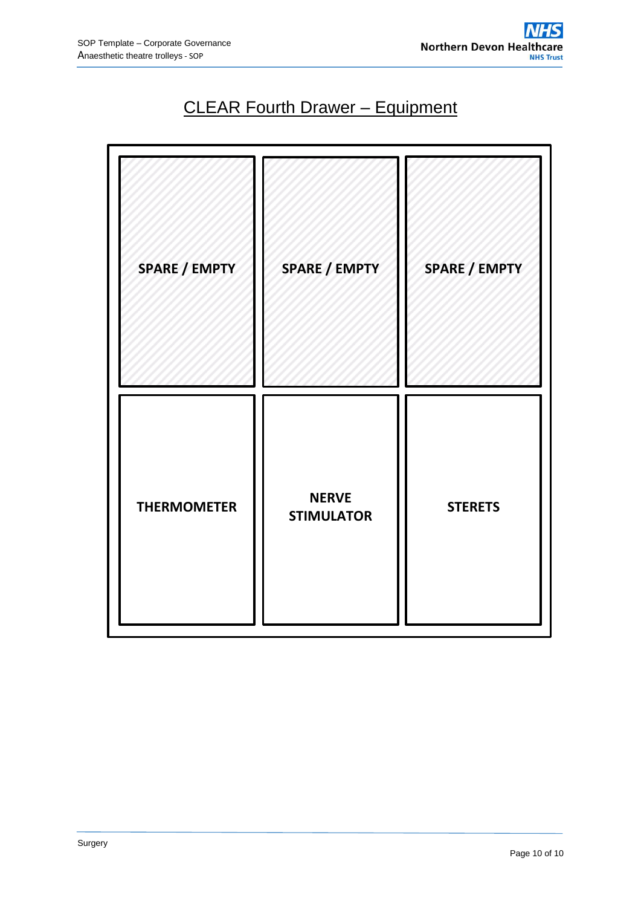# CLEAR Fourth Drawer – Equipment

| | | |
|---|---|---|
| SPARE / EMPTY | SPARE / EMPTY | SPARE / EMPTY |
| THERMOMETER | NERVE STIMULATOR | STERETS |